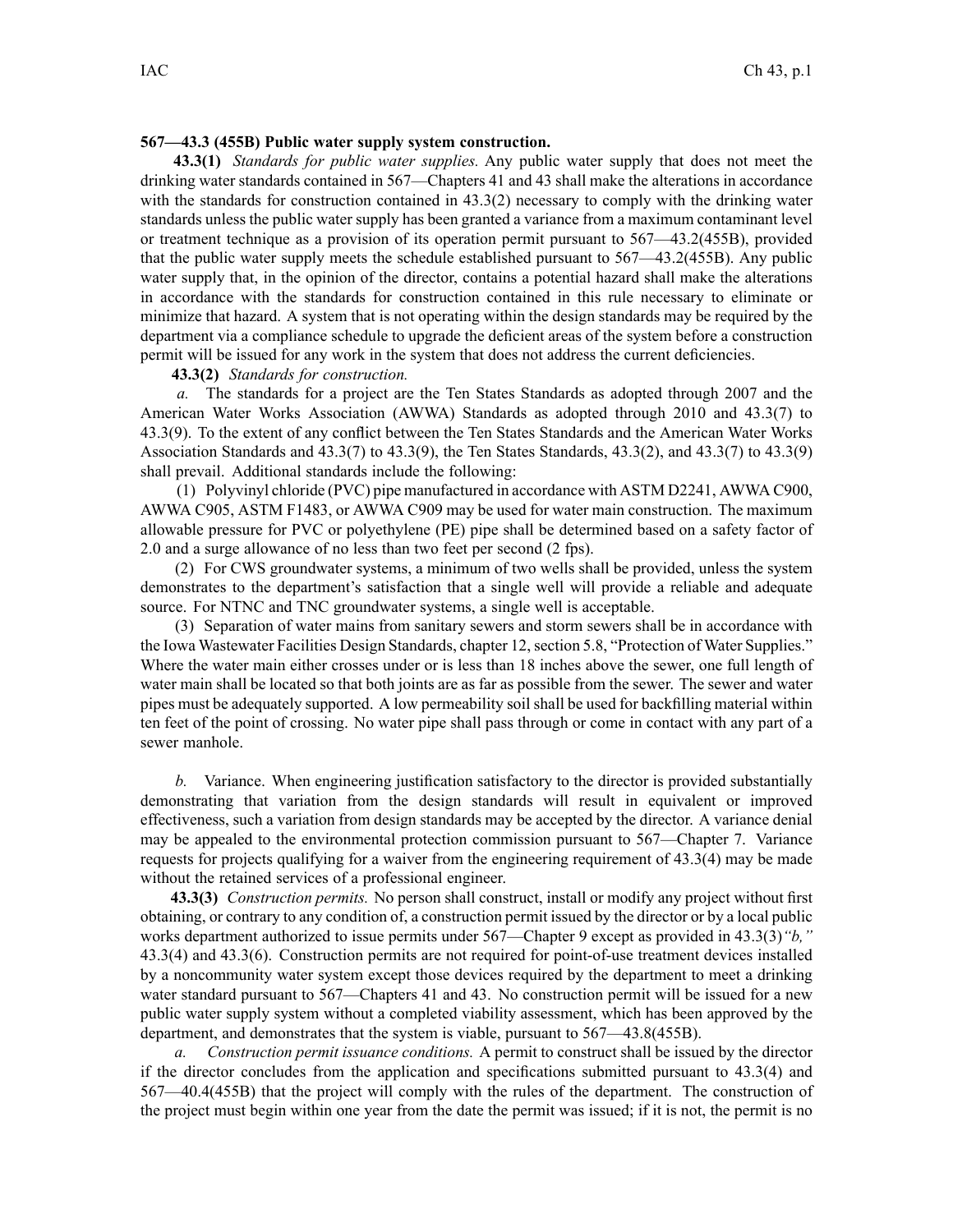**567—43.3 (455B) Public water supply system construction.**

**43.3(1)** *Standards for public water supplies.* Any public water supply that does not meet the drinking water standards contained in 567—Chapters 41 and 43 shall make the alterations in accordance with the standards for construction contained in 43.3(2) necessary to comply with the drinking water standards unless the public water supply has been granted a variance from a maximum contaminant level or treatment technique as a provision of its operation permit pursuant to 567—43.2(455B), provided that the public water supply meets the schedule established pursuant to 567—43.2(455B). Any public water supply that, in the opinion of the director, contains a potential hazard shall make the alterations in accordance with the standards for construction contained in this rule necessary to eliminate or minimize that hazard. A system that is not operating within the design standards may be required by the department via a compliance schedule to upgrade the deficient areas of the system before a construction permit will be issued for any work in the system that does not address the current deficiencies.

**43.3(2)** *Standards for construction.*

*a.* The standards for a project are the Ten States Standards as adopted through 2007 and the American Water Works Association (AWWA) Standards as adopted through 2010 and 43.3(7) to 43.3(9). To the extent of any conflict between the Ten States Standards and the American Water Works Association Standards and 43.3(7) to 43.3(9), the Ten States Standards, 43.3(2), and 43.3(7) to 43.3(9) shall prevail. Additional standards include the following:

(1) Polyvinyl chloride (PVC) pipe manufactured in accordance with ASTM D2241, AWWA C900, AWWA C905, ASTM F1483, or AWWA C909 may be used for water main construction. The maximum allowable pressure for PVC or polyethylene (PE) pipe shall be determined based on a safety factor of 2.0 and a surge allowance of no less than two feet per second (2 fps).

(2) For CWS groundwater systems, a minimum of two wells shall be provided, unless the system demonstrates to the department's satisfaction that a single well will provide a reliable and adequate source. For NTNC and TNC groundwater systems, a single well is acceptable.

(3) Separation of water mains from sanitary sewers and storm sewers shall be in accordance with the Iowa Wastewater Facilities Design Standards, chapter 12, section 5.8, "Protection of Water Supplies." Where the water main either crosses under or is less than 18 inches above the sewer, one full length of water main shall be located so that both joints are as far as possible from the sewer. The sewer and water pipes must be adequately supported. A low permeability soil shall be used for backfilling material within ten feet of the point of crossing. No water pipe shall pass through or come in contact with any part of a sewer manhole.

*b.* Variance. When engineering justification satisfactory to the director is provided substantially demonstrating that variation from the design standards will result in equivalent or improved effectiveness, such a variation from design standards may be accepted by the director. A variance denial may be appealed to the environmental protection commission pursuant to 567—Chapter 7. Variance requests for projects qualifying for a waiver from the engineering requirement of 43.3(4) may be made without the retained services of a professional engineer.

**43.3(3)** *Construction permits.* No person shall construct, install or modify any project without first obtaining, or contrary to any condition of, a construction permit issued by the director or by a local public works department authorized to issue permits under 567—Chapter 9 except as provided in 43.3(3)*"b,"* 43.3(4) and 43.3(6). Construction permits are not required for point-of-use treatment devices installed by a noncommunity water system except those devices required by the department to meet a drinking water standard pursuant to 567—Chapters 41 and 43. No construction permit will be issued for a new public water supply system without a completed viability assessment, which has been approved by the department, and demonstrates that the system is viable, pursuant to 567—43.8(455B).

*a.* *Construction permit issuance conditions.* A permit to construct shall be issued by the director if the director concludes from the application and specifications submitted pursuant to 43.3(4) and 567—40.4(455B) that the project will comply with the rules of the department. The construction of the project must begin within one year from the date the permit was issued; if it is not, the permit is no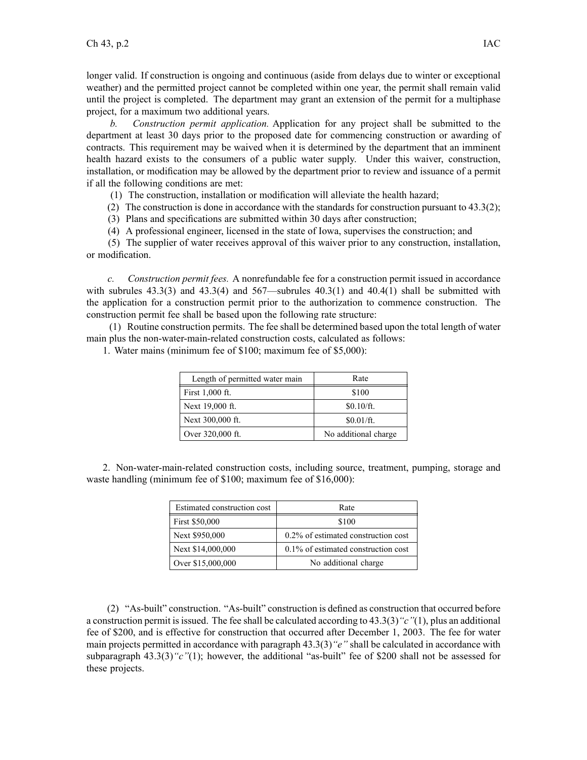longer valid. If construction is ongoing and continuous (aside from delays due to winter or exceptional weather) and the permitted project cannot be completed within one year, the permit shall remain valid until the project is completed. The department may grant an extension of the permit for a multiphase project, for a maximum two additional years.

*b. Construction permit application.* Application for any project shall be submitted to the department at least 30 days prior to the proposed date for commencing construction or awarding of contracts. This requirement may be waived when it is determined by the department that an imminent health hazard exists to the consumers of a public water supply. Under this waiver, construction, installation, or modification may be allowed by the department prior to review and issuance of a permit if all the following conditions are met:

(1) The construction, installation or modification will alleviate the health hazard;

(2) The construction is done in accordance with the standards for construction pursuant to 43.3(2);

(3) Plans and specifications are submitted within 30 days after construction;

(4) A professional engineer, licensed in the state of Iowa, supervises the construction; and

(5) The supplier of water receives approval of this waiver prior to any construction, installation, or modification.

*c. Construction permit fees.* A nonrefundable fee for a construction permit issued in accordance with subrules 43.3(3) and 43.3(4) and 567—subrules 40.3(1) and 40.4(1) shall be submitted with the application for a construction permit prior to the authorization to commence construction. The construction permit fee shall be based upon the following rate structure:

(1) Routine construction permits. The fee shall be determined based upon the total length of water main plus the non-water-main-related construction costs, calculated as follows:

1. Water mains (minimum fee of $100; maximum fee of $5,000):

| Length of permitted water main | Rate |
|---|---|
| First 1,000 ft. | $100 |
| Next 19,000 ft. | $0.10/ft. |
| Next 300,000 ft. | $0.01/ft. |
| Over 320,000 ft. | No additional charge |

2. Non-water-main-related construction costs, including source, treatment, pumping, storage and waste handling (minimum fee of $100; maximum fee of $16,000):

| Estimated construction cost | Rate |
|---|---|
| First $50,000 | $100 |
| Next $950,000 | 0.2% of estimated construction cost |
| Next $14,000,000 | 0.1% of estimated construction cost |
| Over $15,000,000 | No additional charge |

(2) "As-built" construction. "As-built" construction is defined as construction that occurred before a construction permit is issued. The fee shall be calculated according to 43.3(3)*"c"*(1), plus an additional fee of $200, and is effective for construction that occurred after December 1, 2003. The fee for water main projects permitted in accordance with paragraph 43.3(3)*"e"* shall be calculated in accordance with subparagraph 43.3(3)*"c"*(1); however, the additional "as-built" fee of $200 shall not be assessed for these projects.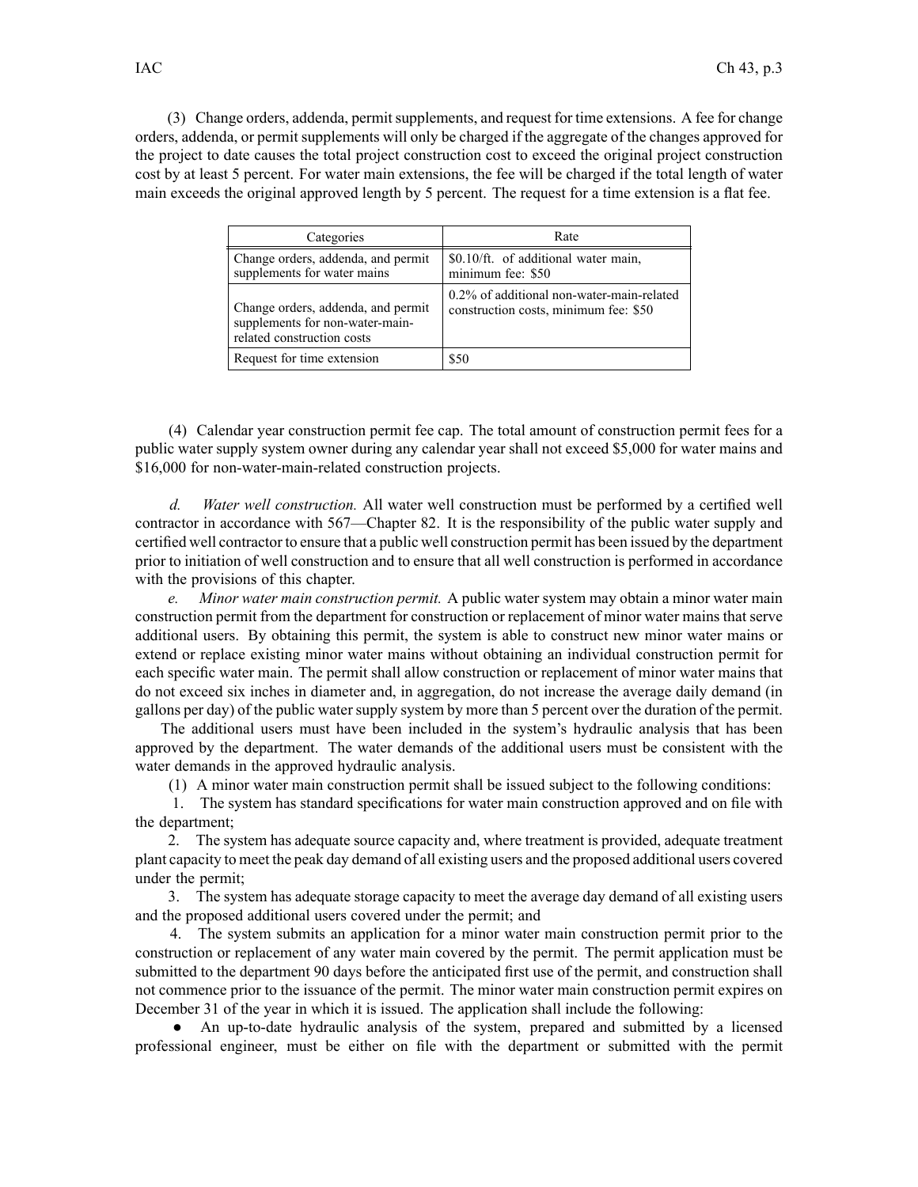(3) Change orders, addenda, permit supplements, and request for time extensions. A fee for change orders, addenda, or permit supplements will only be charged if the aggregate of the changes approved for the project to date causes the total project construction cost to exceed the original project construction cost by at least 5 percent. For water main extensions, the fee will be charged if the total length of water main exceeds the original approved length by 5 percent. The request for a time extension is a flat fee.

| Categories | Rate |
| --- | --- |
| Change orders, addenda, and permit supplements for water mains | $0.10/ft. of additional water main, minimum fee: $50 |
| Change orders, addenda, and permit supplements for non-water-main-related construction costs | 0.2% of additional non-water-main-related construction costs, minimum fee: $50 |
| Request for time extension | $50 |

(4) Calendar year construction permit fee cap. The total amount of construction permit fees for a public water supply system owner during any calendar year shall not exceed $5,000 for water mains and $16,000 for non-water-main-related construction projects.

*d. Water well construction.* All water well construction must be performed by a certified well contractor in accordance with 567—Chapter 82. It is the responsibility of the public water supply and certified well contractor to ensure that a public well construction permit has been issued by the department prior to initiation of well construction and to ensure that all well construction is performed in accordance with the provisions of this chapter.

*e. Minor water main construction permit.* A public water system may obtain a minor water main construction permit from the department for construction or replacement of minor water mains that serve additional users. By obtaining this permit, the system is able to construct new minor water mains or extend or replace existing minor water mains without obtaining an individual construction permit for each specific water main. The permit shall allow construction or replacement of minor water mains that do not exceed six inches in diameter and, in aggregation, do not increase the average daily demand (in gallons per day) of the public water supply system by more than 5 percent over the duration of the permit.

The additional users must have been included in the system's hydraulic analysis that has been approved by the department. The water demands of the additional users must be consistent with the water demands in the approved hydraulic analysis.

(1) A minor water main construction permit shall be issued subject to the following conditions:

1. The system has standard specifications for water main construction approved and on file with the department;

2. The system has adequate source capacity and, where treatment is provided, adequate treatment plant capacity to meet the peak day demand of all existing users and the proposed additional users covered under the permit;

3. The system has adequate storage capacity to meet the average day demand of all existing users and the proposed additional users covered under the permit; and

4. The system submits an application for a minor water main construction permit prior to the construction or replacement of any water main covered by the permit. The permit application must be submitted to the department 90 days before the anticipated first use of the permit, and construction shall not commence prior to the issuance of the permit. The minor water main construction permit expires on December 31 of the year in which it is issued. The application shall include the following:

- An up-to-date hydraulic analysis of the system, prepared and submitted by a licensed professional engineer, must be either on file with the department or submitted with the permit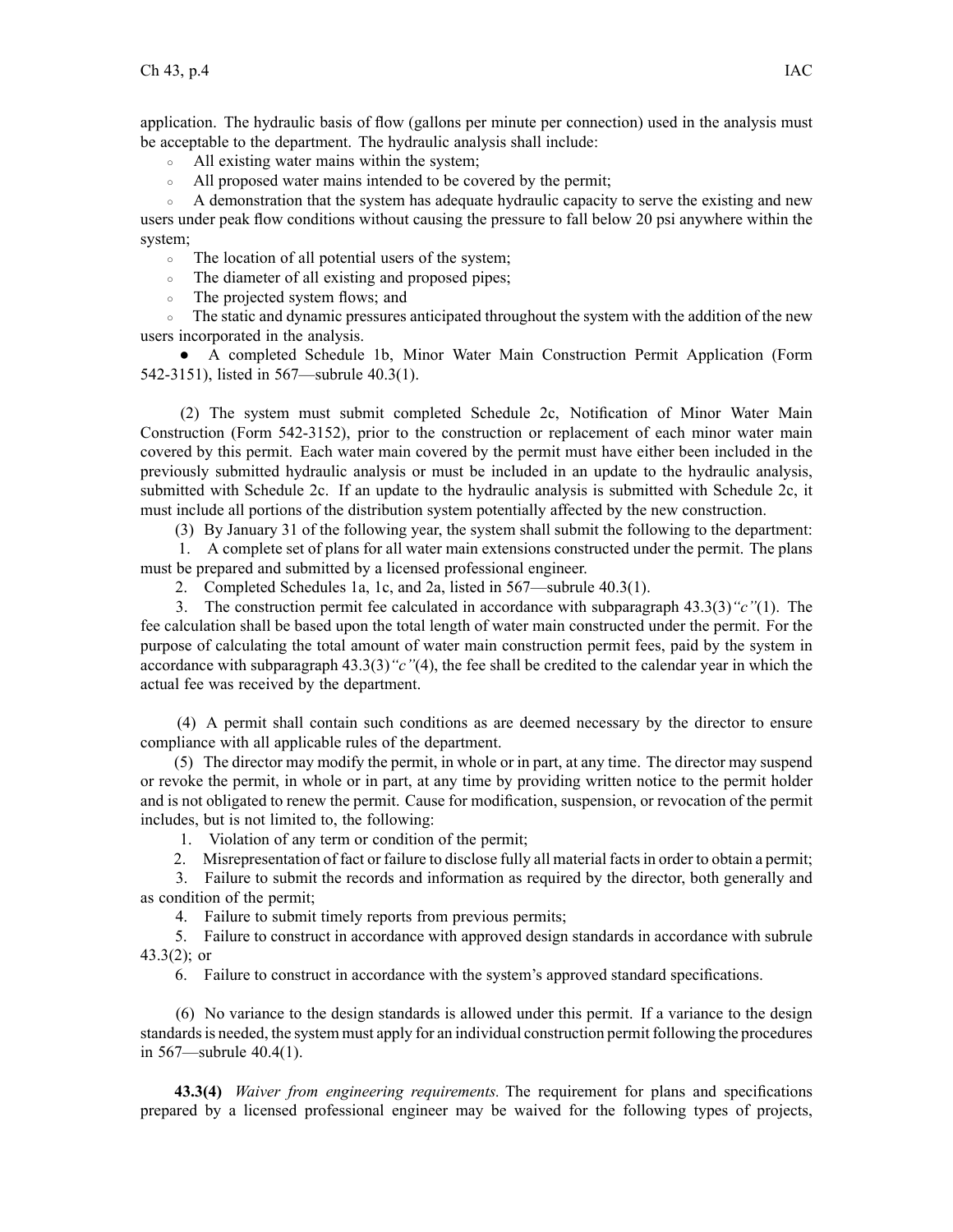application. The hydraulic basis of flow (gallons per minute per connection) used in the analysis must be acceptable to the department. The hydraulic analysis shall include:

- All existing water mains within the system;
- All proposed water mains intended to be covered by the permit;
- A demonstration that the system has adequate hydraulic capacity to serve the existing and new users under peak flow conditions without causing the pressure to fall below 20 psi anywhere within the system;
- The location of all potential users of the system;
- The diameter of all existing and proposed pipes;
- The projected system flows; and
- The static and dynamic pressures anticipated throughout the system with the addition of the new users incorporated in the analysis.

- A completed Schedule 1b, Minor Water Main Construction Permit Application (Form 542-3151), listed in 567—subrule 40.3(1).

(2) The system must submit completed Schedule 2c, Notification of Minor Water Main Construction (Form 542-3152), prior to the construction or replacement of each minor water main covered by this permit. Each water main covered by the permit must have either been included in the previously submitted hydraulic analysis or must be included in an update to the hydraulic analysis, submitted with Schedule 2c. If an update to the hydraulic analysis is submitted with Schedule 2c, it must include all portions of the distribution system potentially affected by the new construction.

(3) By January 31 of the following year, the system shall submit the following to the department:

1. A complete set of plans for all water main extensions constructed under the permit. The plans must be prepared and submitted by a licensed professional engineer.
2. Completed Schedules 1a, 1c, and 2a, listed in 567—subrule 40.3(1).
3. The construction permit fee calculated in accordance with subparagraph 43.3(3)*"c"*(1). The fee calculation shall be based upon the total length of water main constructed under the permit. For the purpose of calculating the total amount of water main construction permit fees, paid by the system in accordance with subparagraph 43.3(3)*"c"*(4), the fee shall be credited to the calendar year in which the actual fee was received by the department.

(4) A permit shall contain such conditions as are deemed necessary by the director to ensure compliance with all applicable rules of the department.

(5) The director may modify the permit, in whole or in part, at any time. The director may suspend or revoke the permit, in whole or in part, at any time by providing written notice to the permit holder and is not obligated to renew the permit. Cause for modification, suspension, or revocation of the permit includes, but is not limited to, the following:

1. Violation of any term or condition of the permit;
2. Misrepresentation of fact or failure to disclose fully all material facts in order to obtain a permit;
3. Failure to submit the records and information as required by the director, both generally and as condition of the permit;
4. Failure to submit timely reports from previous permits;
5. Failure to construct in accordance with approved design standards in accordance with subrule 43.3(2); or
6. Failure to construct in accordance with the system's approved standard specifications.

(6) No variance to the design standards is allowed under this permit. If a variance to the design standards is needed, the system must apply for an individual construction permit following the procedures in 567—subrule 40.4(1).

**43.3(4)** *Waiver from engineering requirements.* The requirement for plans and specifications prepared by a licensed professional engineer may be waived for the following types of projects,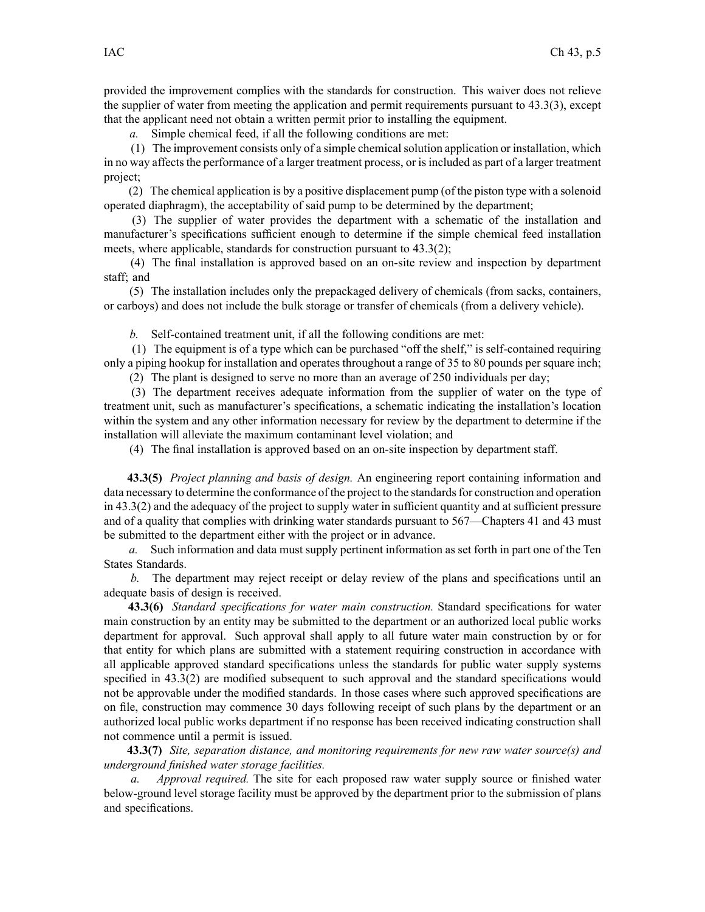provided the improvement complies with the standards for construction. This waiver does not relieve the supplier of water from meeting the application and permit requirements pursuant to 43.3(3), except that the applicant need not obtain a written permit prior to installing the equipment.

*a.* Simple chemical feed, if all the following conditions are met:

(1) The improvement consists only of a simple chemical solution application or installation, which in no way affects the performance of a larger treatment process, or is included as part of a larger treatment project;

(2) The chemical application is by a positive displacement pump (of the piston type with a solenoid operated diaphragm), the acceptability of said pump to be determined by the department;

(3) The supplier of water provides the department with a schematic of the installation and manufacturer's specifications sufficient enough to determine if the simple chemical feed installation meets, where applicable, standards for construction pursuant to 43.3(2);

(4) The final installation is approved based on an on-site review and inspection by department staff; and

(5) The installation includes only the prepackaged delivery of chemicals (from sacks, containers, or carboys) and does not include the bulk storage or transfer of chemicals (from a delivery vehicle).

*b.* Self-contained treatment unit, if all the following conditions are met:

(1) The equipment is of a type which can be purchased "off the shelf," is self-contained requiring only a piping hookup for installation and operates throughout a range of 35 to 80 pounds per square inch;

(2) The plant is designed to serve no more than an average of 250 individuals per day;

(3) The department receives adequate information from the supplier of water on the type of treatment unit, such as manufacturer's specifications, a schematic indicating the installation's location within the system and any other information necessary for review by the department to determine if the installation will alleviate the maximum contaminant level violation; and

(4) The final installation is approved based on an on-site inspection by department staff.

**43.3(5)** *Project planning and basis of design.* An engineering report containing information and data necessary to determine the conformance of the project to the standards for construction and operation in 43.3(2) and the adequacy of the project to supply water in sufficient quantity and at sufficient pressure and of a quality that complies with drinking water standards pursuant to 567—Chapters 41 and 43 must be submitted to the department either with the project or in advance.

*a.* Such information and data must supply pertinent information as set forth in part one of the Ten States Standards.

*b.* The department may reject receipt or delay review of the plans and specifications until an adequate basis of design is received.

**43.3(6)** *Standard specifications for water main construction.* Standard specifications for water main construction by an entity may be submitted to the department or an authorized local public works department for approval. Such approval shall apply to all future water main construction by or for that entity for which plans are submitted with a statement requiring construction in accordance with all applicable approved standard specifications unless the standards for public water supply systems specified in 43.3(2) are modified subsequent to such approval and the standard specifications would not be approvable under the modified standards. In those cases where such approved specifications are on file, construction may commence 30 days following receipt of such plans by the department or an authorized local public works department if no response has been received indicating construction shall not commence until a permit is issued.

**43.3(7)** *Site, separation distance, and monitoring requirements for new raw water source(s) and underground finished water storage facilities.*

*a.* *Approval required.* The site for each proposed raw water supply source or finished water below-ground level storage facility must be approved by the department prior to the submission of plans and specifications.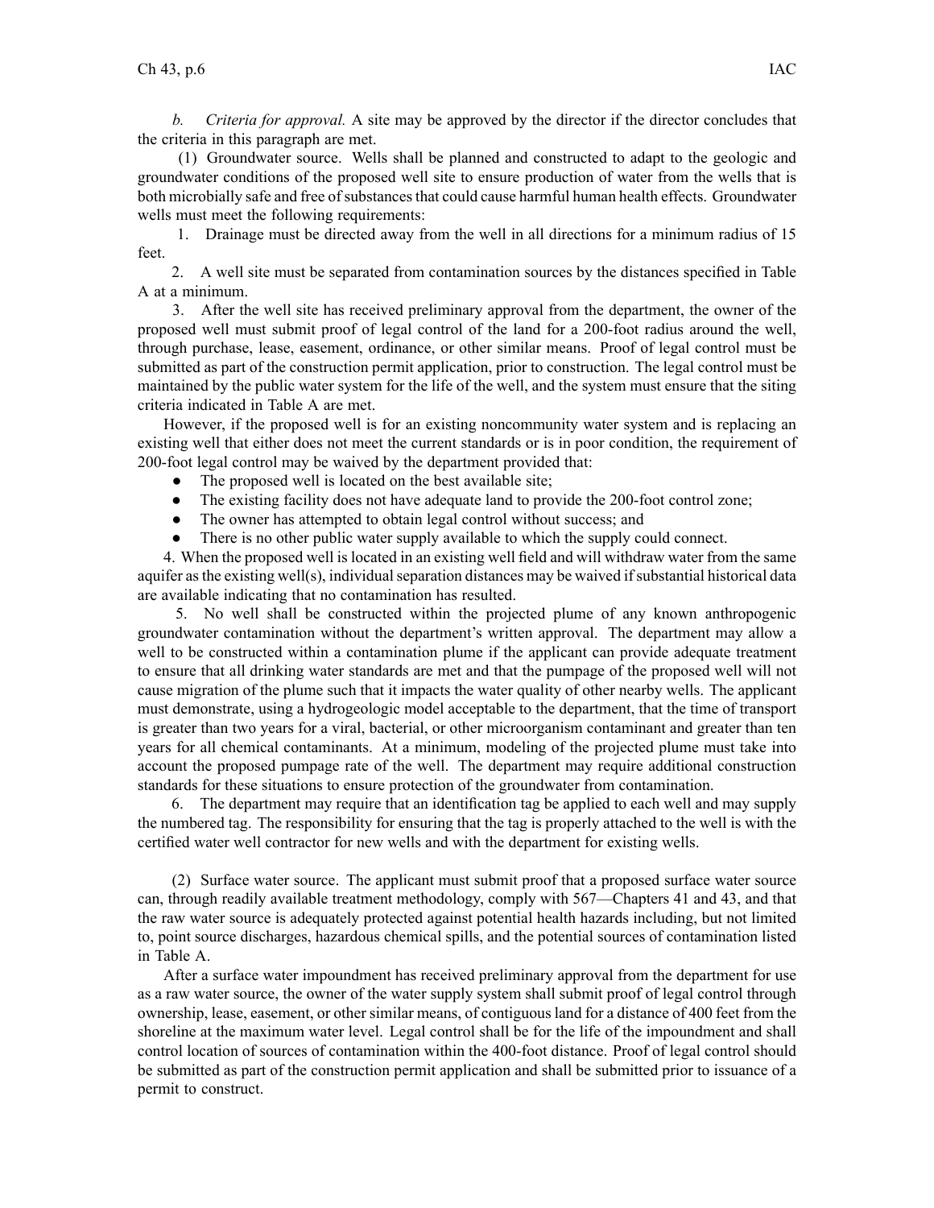*b. Criteria for approval.* A site may be approved by the director if the director concludes that the criteria in this paragraph are met.

(1) Groundwater source. Wells shall be planned and constructed to adapt to the geologic and groundwater conditions of the proposed well site to ensure production of water from the wells that is both microbially safe and free of substances that could cause harmful human health effects. Groundwater wells must meet the following requirements:

1. Drainage must be directed away from the well in all directions for a minimum radius of 15 feet.

2. A well site must be separated from contamination sources by the distances specified in Table A at a minimum.

3. After the well site has received preliminary approval from the department, the owner of the proposed well must submit proof of legal control of the land for a 200-foot radius around the well, through purchase, lease, easement, ordinance, or other similar means. Proof of legal control must be submitted as part of the construction permit application, prior to construction. The legal control must be maintained by the public water system for the life of the well, and the system must ensure that the siting criteria indicated in Table A are met.

However, if the proposed well is for an existing noncommunity water system and is replacing an existing well that either does not meet the current standards or is in poor condition, the requirement of 200-foot legal control may be waived by the department provided that:

- The proposed well is located on the best available site;
- The existing facility does not have adequate land to provide the 200-foot control zone;
- The owner has attempted to obtain legal control without success; and
- There is no other public water supply available to which the supply could connect.

4. When the proposed well is located in an existing well field and will withdraw water from the same aquifer as the existing well(s), individual separation distances may be waived if substantial historical data are available indicating that no contamination has resulted.

5. No well shall be constructed within the projected plume of any known anthropogenic groundwater contamination without the department's written approval. The department may allow a well to be constructed within a contamination plume if the applicant can provide adequate treatment to ensure that all drinking water standards are met and that the pumpage of the proposed well will not cause migration of the plume such that it impacts the water quality of other nearby wells. The applicant must demonstrate, using a hydrogeologic model acceptable to the department, that the time of transport is greater than two years for a viral, bacterial, or other microorganism contaminant and greater than ten years for all chemical contaminants. At a minimum, modeling of the projected plume must take into account the proposed pumpage rate of the well. The department may require additional construction standards for these situations to ensure protection of the groundwater from contamination.

6. The department may require that an identification tag be applied to each well and may supply the numbered tag. The responsibility for ensuring that the tag is properly attached to the well is with the certified water well contractor for new wells and with the department for existing wells.

(2) Surface water source. The applicant must submit proof that a proposed surface water source can, through readily available treatment methodology, comply with 567—Chapters 41 and 43, and that the raw water source is adequately protected against potential health hazards including, but not limited to, point source discharges, hazardous chemical spills, and the potential sources of contamination listed in Table A.

After a surface water impoundment has received preliminary approval from the department for use as a raw water source, the owner of the water supply system shall submit proof of legal control through ownership, lease, easement, or other similar means, of contiguous land for a distance of 400 feet from the shoreline at the maximum water level. Legal control shall be for the life of the impoundment and shall control location of sources of contamination within the 400-foot distance. Proof of legal control should be submitted as part of the construction permit application and shall be submitted prior to issuance of a permit to construct.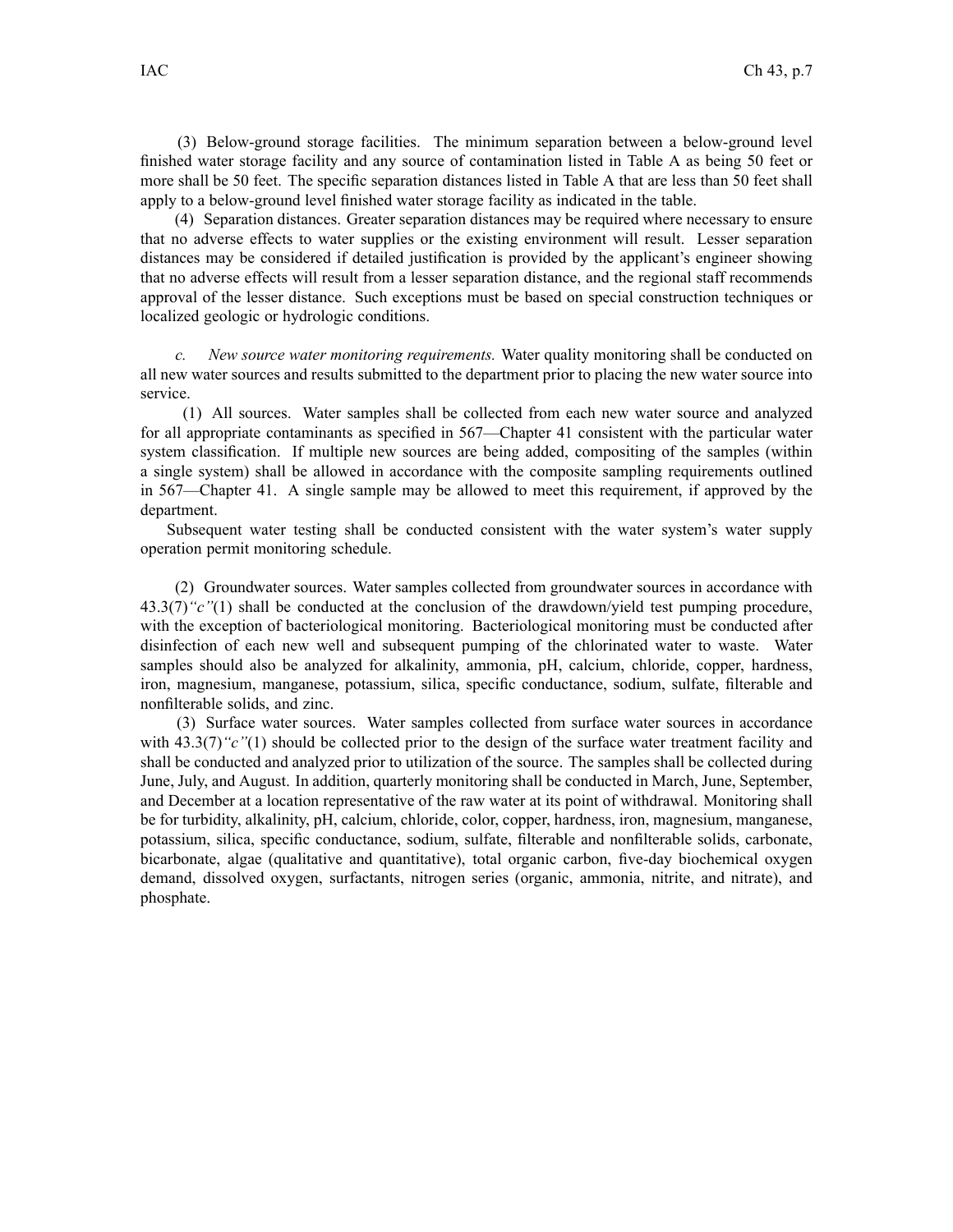(3) Below-ground storage facilities. The minimum separation between a below-ground level finished water storage facility and any source of contamination listed in Table A as being 50 feet or more shall be 50 feet. The specific separation distances listed in Table A that are less than 50 feet shall apply to a below-ground level finished water storage facility as indicated in the table.

(4) Separation distances. Greater separation distances may be required where necessary to ensure that no adverse effects to water supplies or the existing environment will result. Lesser separation distances may be considered if detailed justification is provided by the applicant's engineer showing that no adverse effects will result from a lesser separation distance, and the regional staff recommends approval of the lesser distance. Such exceptions must be based on special construction techniques or localized geologic or hydrologic conditions.

*c. New source water monitoring requirements.* Water quality monitoring shall be conducted on all new water sources and results submitted to the department prior to placing the new water source into service.

(1) All sources. Water samples shall be collected from each new water source and analyzed for all appropriate contaminants as specified in 567—Chapter 41 consistent with the particular water system classification. If multiple new sources are being added, compositing of the samples (within a single system) shall be allowed in accordance with the composite sampling requirements outlined in 567—Chapter 41. A single sample may be allowed to meet this requirement, if approved by the department.

Subsequent water testing shall be conducted consistent with the water system's water supply operation permit monitoring schedule.

(2) Groundwater sources. Water samples collected from groundwater sources in accordance with 43.3(7)*"c"*(1) shall be conducted at the conclusion of the drawdown/yield test pumping procedure, with the exception of bacteriological monitoring. Bacteriological monitoring must be conducted after disinfection of each new well and subsequent pumping of the chlorinated water to waste. Water samples should also be analyzed for alkalinity, ammonia, pH, calcium, chloride, copper, hardness, iron, magnesium, manganese, potassium, silica, specific conductance, sodium, sulfate, filterable and nonfilterable solids, and zinc.

(3) Surface water sources. Water samples collected from surface water sources in accordance with 43.3(7)*"c"*(1) should be collected prior to the design of the surface water treatment facility and shall be conducted and analyzed prior to utilization of the source. The samples shall be collected during June, July, and August. In addition, quarterly monitoring shall be conducted in March, June, September, and December at a location representative of the raw water at its point of withdrawal. Monitoring shall be for turbidity, alkalinity, pH, calcium, chloride, color, copper, hardness, iron, magnesium, manganese, potassium, silica, specific conductance, sodium, sulfate, filterable and nonfilterable solids, carbonate, bicarbonate, algae (qualitative and quantitative), total organic carbon, five-day biochemical oxygen demand, dissolved oxygen, surfactants, nitrogen series (organic, ammonia, nitrite, and nitrate), and phosphate.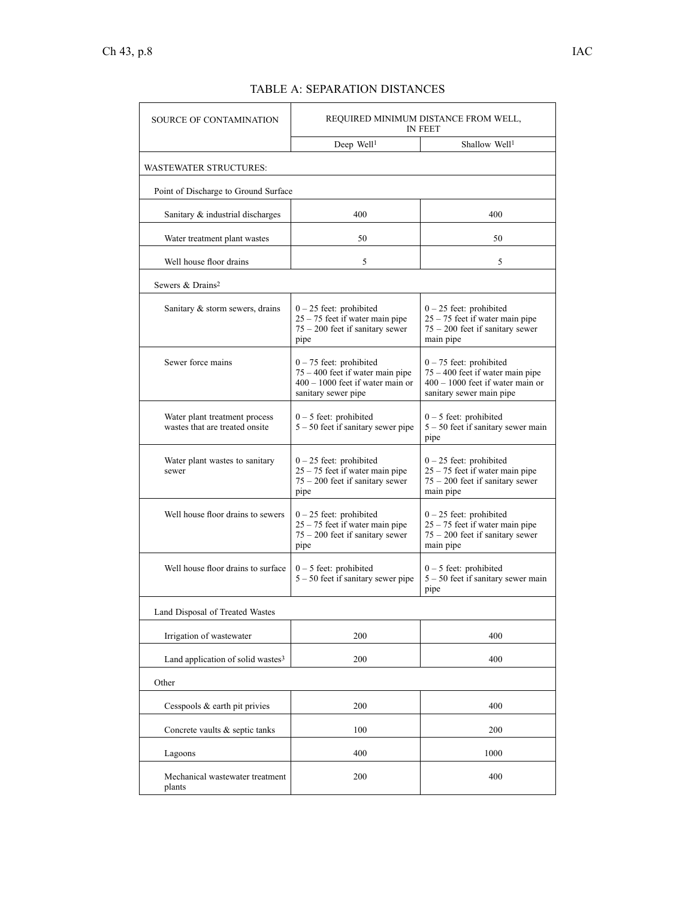## TABLE A: SEPARATION DISTANCES

| SOURCE OF CONTAMINATION | REQUIRED MINIMUM DISTANCE FROM WELL, IN FEET | |
|---|---|---|
| | Deep Well[1] | Shallow Well[1] |
| WASTEWATER STRUCTURES: | | |
| Point of Discharge to Ground Surface | | |
| Sanitary & industrial discharges | 400 | 400 |
| Water treatment plant wastes | 50 | 50 |
| Well house floor drains | 5 | 5 |
| Sewers & Drains[2] | | |
| Sanitary & storm sewers, drains | 0 – 25 feet: prohibited<br>25 – 75 feet if water main pipe<br>75 – 200 feet if sanitary sewer pipe | 0 – 25 feet: prohibited<br>25 – 75 feet if water main pipe<br>75 – 200 feet if sanitary sewer main pipe |
| Sewer force mains | 0 – 75 feet: prohibited<br>75 – 400 feet if water main pipe<br>400 – 1000 feet if water main or sanitary sewer pipe | 0 – 75 feet: prohibited<br>75 – 400 feet if water main pipe<br>400 – 1000 feet if water main or sanitary sewer main pipe |
| Water plant treatment process wastes that are treated onsite | 0 – 5 feet: prohibited<br>5 – 50 feet if sanitary sewer pipe | 0 – 5 feet: prohibited<br>5 – 50 feet if sanitary sewer main pipe |
| Water plant wastes to sanitary sewer | 0 – 25 feet: prohibited<br>25 – 75 feet if water main pipe<br>75 – 200 feet if sanitary sewer pipe | 0 – 25 feet: prohibited<br>25 – 75 feet if water main pipe<br>75 – 200 feet if sanitary sewer main pipe |
| Well house floor drains to sewers | 0 – 25 feet: prohibited<br>25 – 75 feet if water main pipe<br>75 – 200 feet if sanitary sewer pipe | 0 – 25 feet: prohibited<br>25 – 75 feet if water main pipe<br>75 – 200 feet if sanitary sewer main pipe |
| Well house floor drains to surface | 0 – 5 feet: prohibited<br>5 – 50 feet if sanitary sewer pipe | 0 – 5 feet: prohibited<br>5 – 50 feet if sanitary sewer main pipe |
| Land Disposal of Treated Wastes | | |
| Irrigation of wastewater | 200 | 400 |
| Land application of solid wastes[3] | 200 | 400 |
| Other | | |
| Cesspools & earth pit privies | 200 | 400 |
| Concrete vaults & septic tanks | 100 | 200 |
| Lagoons | 400 | 1000 |
| Mechanical wastewater treatment plants | 200 | 400 |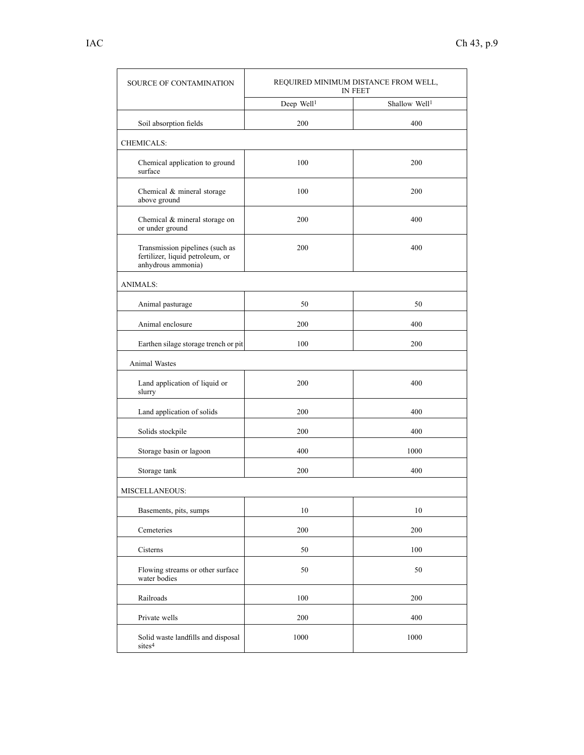| SOURCE OF CONTAMINATION | REQUIRED MINIMUM DISTANCE FROM WELL, IN FEET | |
|---|---|---|
| | Deep Well[1] | Shallow Well[1] |
| Soil absorption fields | 200 | 400 |
| CHEMICALS: | | |
| Chemical application to ground surface | 100 | 200 |
| Chemical & mineral storage above ground | 100 | 200 |
| Chemical & mineral storage on or under ground | 200 | 400 |
| Transmission pipelines (such as fertilizer, liquid petroleum, or anhydrous ammonia) | 200 | 400 |
| ANIMALS: | | |
| Animal pasturage | 50 | 50 |
| Animal enclosure | 200 | 400 |
| Earthen silage storage trench or pit | 100 | 200 |
| Animal Wastes | | |
| Land application of liquid or slurry | 200 | 400 |
| Land application of solids | 200 | 400 |
| Solids stockpile | 200 | 400 |
| Storage basin or lagoon | 400 | 1000 |
| Storage tank | 200 | 400 |
| MISCELLANEOUS: | | |
| Basements, pits, sumps | 10 | 10 |
| Cemeteries | 200 | 200 |
| Cisterns | 50 | 100 |
| Flowing streams or other surface water bodies | 50 | 50 |
| Railroads | 100 | 200 |
| Private wells | 200 | 400 |
| Solid waste landfills and disposal sites[4] | 1000 | 1000 |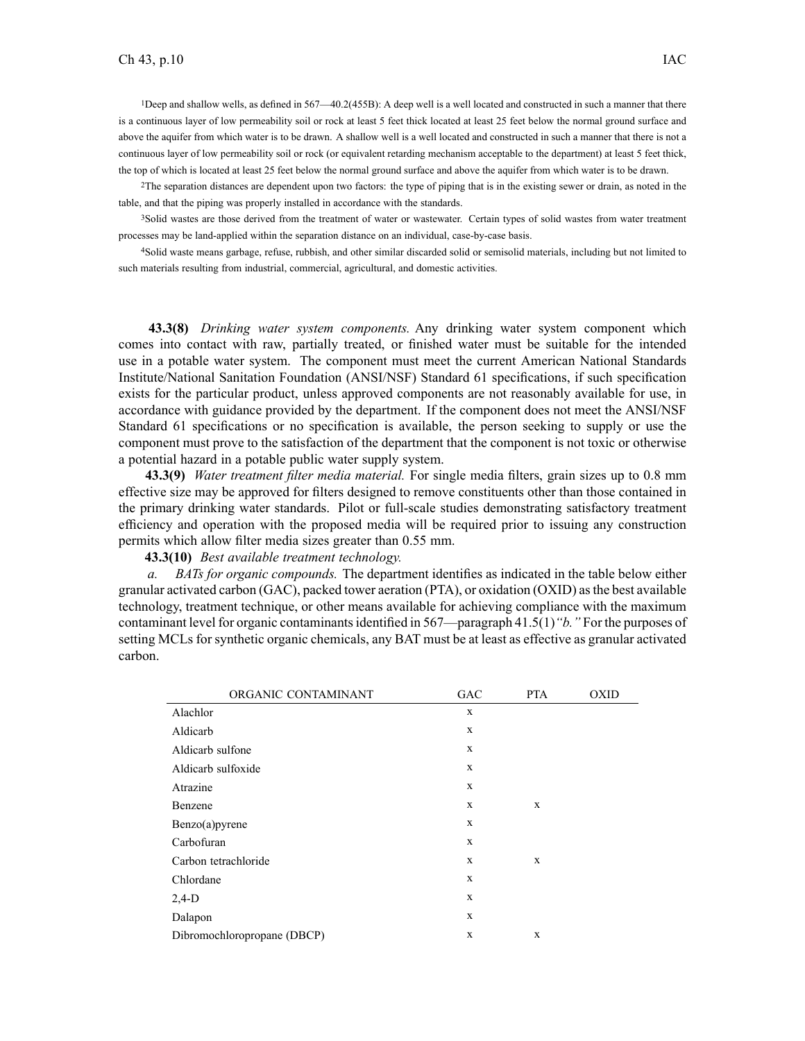[1]Deep and shallow wells, as defined in 567—40.2(455B): A deep well is a well located and constructed in such a manner that there is a continuous layer of low permeability soil or rock at least 5 feet thick located at least 25 feet below the normal ground surface and above the aquifer from which water is to be drawn. A shallow well is a well located and constructed in such a manner that there is not a continuous layer of low permeability soil or rock (or equivalent retarding mechanism acceptable to the department) at least 5 feet thick, the top of which is located at least 25 feet below the normal ground surface and above the aquifer from which water is to be drawn.

[2]The separation distances are dependent upon two factors: the type of piping that is in the existing sewer or drain, as noted in the table, and that the piping was properly installed in accordance with the standards.

[3]Solid wastes are those derived from the treatment of water or wastewater. Certain types of solid wastes from water treatment processes may be land-applied within the separation distance on an individual, case-by-case basis.

[4]Solid waste means garbage, refuse, rubbish, and other similar discarded solid or semisolid materials, including but not limited to such materials resulting from industrial, commercial, agricultural, and domestic activities.

**43.3(8)** *Drinking water system components.* Any drinking water system component which comes into contact with raw, partially treated, or finished water must be suitable for the intended use in a potable water system. The component must meet the current American National Standards Institute/National Sanitation Foundation (ANSI/NSF) Standard 61 specifications, if such specification exists for the particular product, unless approved components are not reasonably available for use, in accordance with guidance provided by the department. If the component does not meet the ANSI/NSF Standard 61 specifications or no specification is available, the person seeking to supply or use the component must prove to the satisfaction of the department that the component is not toxic or otherwise a potential hazard in a potable public water supply system.

**43.3(9)** *Water treatment filter media material.* For single media filters, grain sizes up to 0.8 mm effective size may be approved for filters designed to remove constituents other than those contained in the primary drinking water standards. Pilot or full-scale studies demonstrating satisfactory treatment efficiency and operation with the proposed media will be required prior to issuing any construction permits which allow filter media sizes greater than 0.55 mm.

**43.3(10)** *Best available treatment technology.*

*a.* *BATs for organic compounds.* The department identifies as indicated in the table below either granular activated carbon (GAC), packed tower aeration (PTA), or oxidation (OXID) as the best available technology, treatment technique, or other means available for achieving compliance with the maximum contaminant level for organic contaminants identified in 567—paragraph 41.5(1)*"b."* For the purposes of setting MCLs for synthetic organic chemicals, any BAT must be at least as effective as granular activated carbon.

| ORGANIC CONTAMINANT | GAC | PTA | OXID |
|---|---|---|---|
| Alachlor | x | | |
| Aldicarb | x | | |
| Aldicarb sulfone | x | | |
| Aldicarb sulfoxide | x | | |
| Atrazine | x | | |
| Benzene | x | x | |
| Benzo(a)pyrene | x | | |
| Carbofuran | x | | |
| Carbon tetrachloride | x | x | |
| Chlordane | x | | |
| 2,4-D | x | | |
| Dalapon | x | | |
| Dibromochloropropane (DBCP) | x | x | |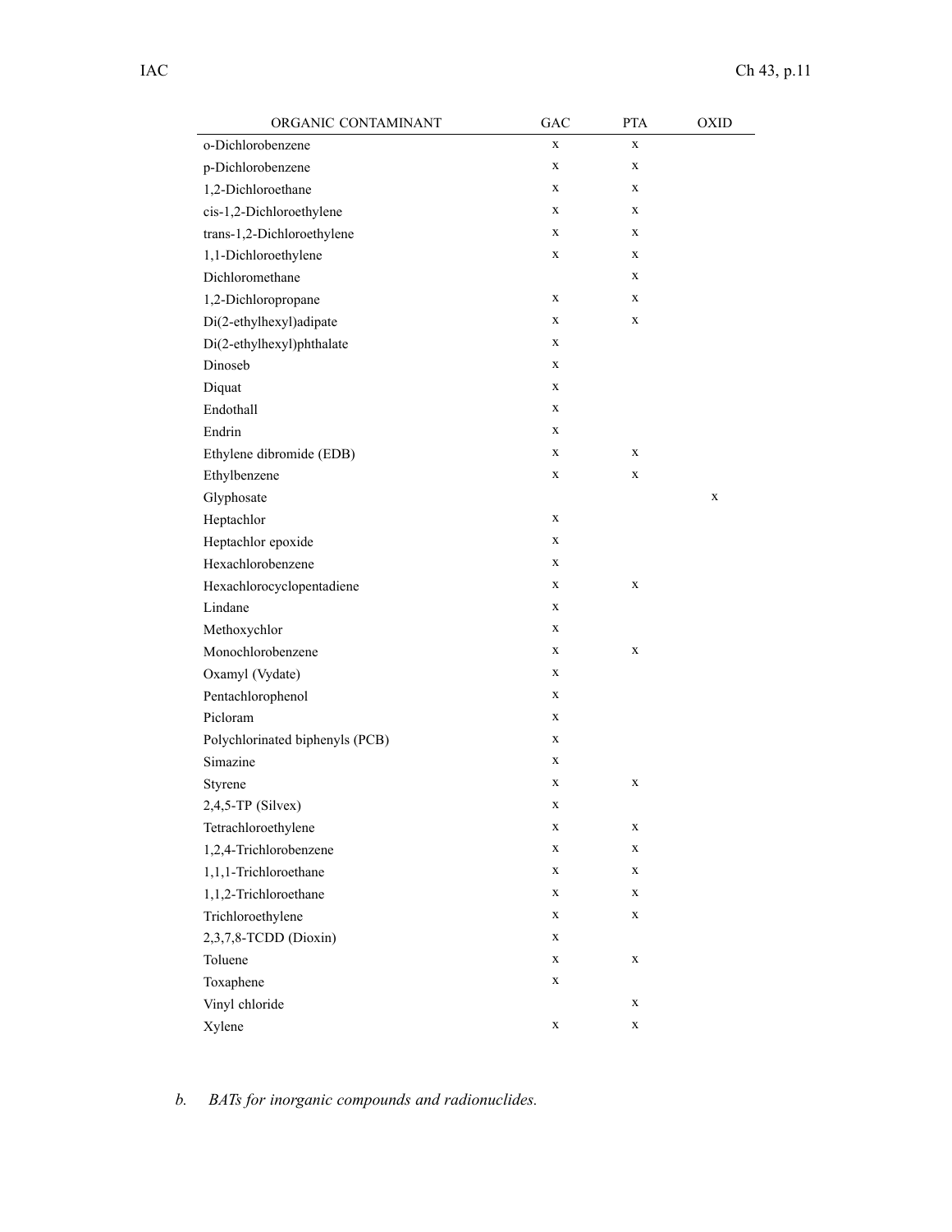| ORGANIC CONTAMINANT | GAC | PTA | OXID |
|---|---|---|---|
| o-Dichlorobenzene | x | x | |
| p-Dichlorobenzene | x | x | |
| 1,2-Dichloroethane | x | x | |
| cis-1,2-Dichloroethylene | x | x | |
| trans-1,2-Dichloroethylene | x | x | |
| 1,1-Dichloroethylene | x | x | |
| Dichloromethane | | x | |
| 1,2-Dichloropropane | x | x | |
| Di(2-ethylhexyl)adipate | x | x | |
| Di(2-ethylhexyl)phthalate | x | | |
| Dinoseb | x | | |
| Diquat | x | | |
| Endothall | x | | |
| Endrin | x | | |
| Ethylene dibromide (EDB) | x | x | |
| Ethylbenzene | x | x | |
| Glyphosate | | | x |
| Heptachlor | x | | |
| Heptachlor epoxide | x | | |
| Hexachlorobenzene | x | | |
| Hexachlorocyclopentadiene | x | x | |
| Lindane | x | | |
| Methoxychlor | x | | |
| Monochlorobenzene | x | x | |
| Oxamyl (Vydate) | x | | |
| Pentachlorophenol | x | | |
| Picloram | x | | |
| Polychlorinated biphenyls (PCB) | x | | |
| Simazine | x | | |
| Styrene | x | x | |
| 2,4,5-TP (Silvex) | x | | |
| Tetrachloroethylene | x | x | |
| 1,2,4-Trichlorobenzene | x | x | |
| 1,1,1-Trichloroethane | x | x | |
| 1,1,2-Trichloroethane | x | x | |
| Trichloroethylene | x | x | |
| 2,3,7,8-TCDD (Dioxin) | x | | |
| Toluene | x | x | |
| Toxaphene | x | | |
| Vinyl chloride | | x | |
| Xylene | x | x | |

*b. BATs for inorganic compounds and radionuclides.*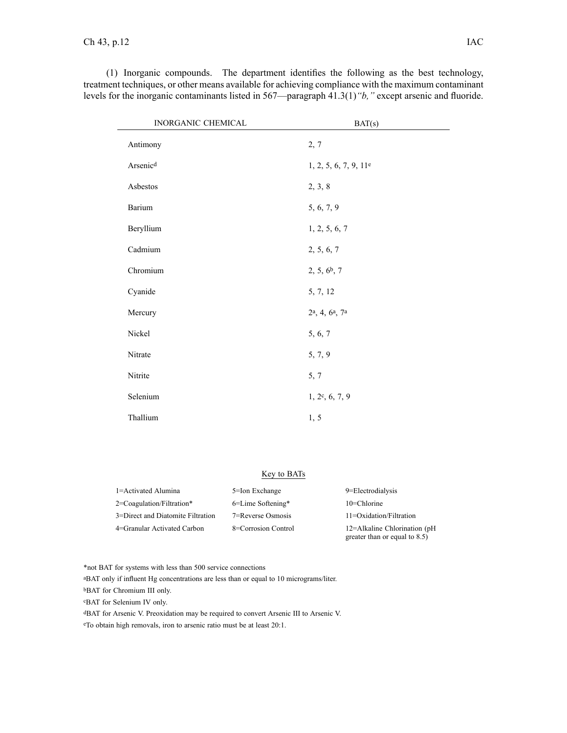(1) Inorganic compounds. The department identifies the following as the best technology, treatment techniques, or other means available for achieving compliance with the maximum contaminant levels for the inorganic contaminants listed in 567—paragraph 41.3(1)*"b,"* except arsenic and fluoride.

| INORGANIC CHEMICAL | BAT(s) |
|---|---|
| Antimony | 2, 7 |
| Arsenic[d] | 1, 2, 5, 6, 7, 9, 11[e] |
| Asbestos | 2, 3, 8 |
| Barium | 5, 6, 7, 9 |
| Beryllium | 1, 2, 5, 6, 7 |
| Cadmium | 2, 5, 6, 7 |
| Chromium | 2, 5, 6[b], 7 |
| Cyanide | 5, 7, 12 |
| Mercury | 2[a], 4, 6[a], 7[a] |
| Nickel | 5, 6, 7 |
| Nitrate | 5, 7, 9 |
| Nitrite | 5, 7 |
| Selenium | 1, 2[c], 6, 7, 9 |
| Thallium | 1, 5 |

Key to BATs

| | | |
|---|---|---|
| 1=Activated Alumina | 5=Ion Exchange | 9=Electrodialysis |
| 2=Coagulation/Filtration* | 6=Lime Softening* | 10=Chlorine |
| 3=Direct and Diatomite Filtration | 7=Reverse Osmosis | 11=Oxidation/Filtration |
| 4=Granular Activated Carbon | 8=Corrosion Control | 12=Alkaline Chlorination (pH greater than or equal to 8.5) |

*not BAT for systems with less than 500 service connections

[a]BAT only if influent Hg concentrations are less than or equal to 10 micrograms/liter.

[b]BAT for Chromium III only.

[c]BAT for Selenium IV only.

[d]BAT for Arsenic V. Preoxidation may be required to convert Arsenic III to Arsenic V.

[e]To obtain high removals, iron to arsenic ratio must be at least 20:1.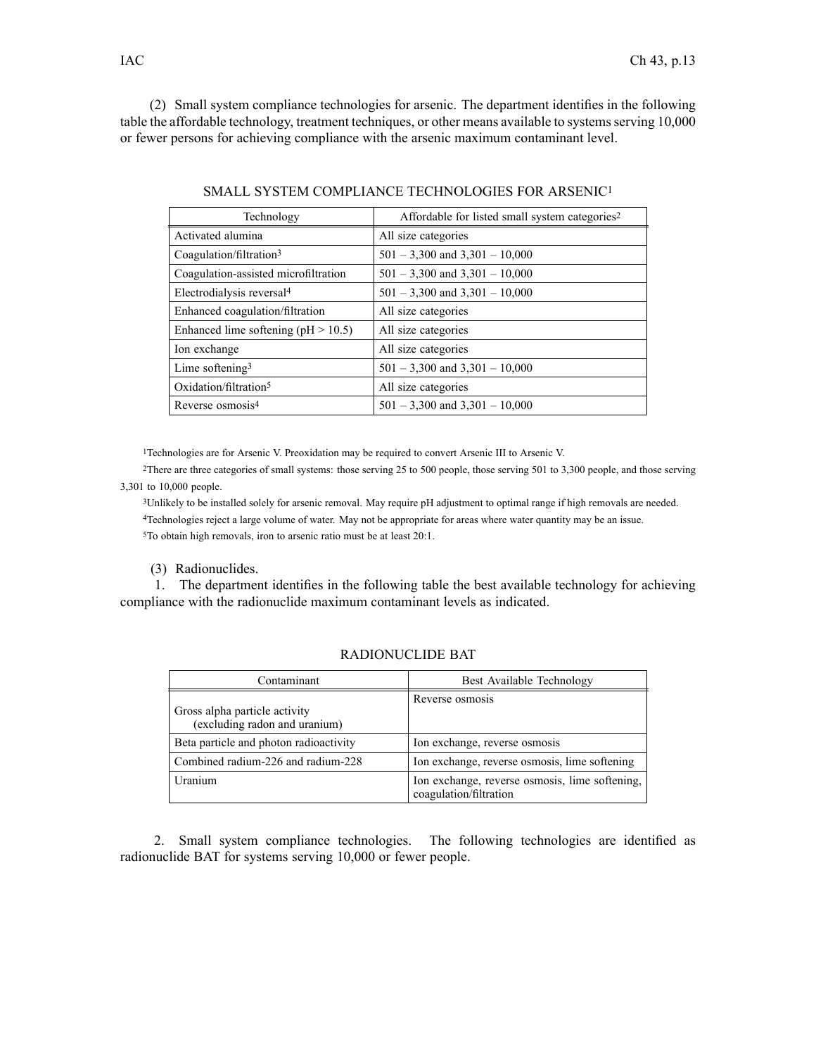(2) Small system compliance technologies for arsenic. The department identifies in the following table the affordable technology, treatment techniques, or other means available to systems serving 10,000 or fewer persons for achieving compliance with the arsenic maximum contaminant level.

SMALL SYSTEM COMPLIANCE TECHNOLOGIES FOR ARSENIC[1]

| Technology | Affordable for listed small system categories[2] |
|---|---|
| Activated alumina | All size categories |
| Coagulation/filtration[3] | 501 – 3,300 and 3,301 – 10,000 |
| Coagulation-assisted microfiltration | 501 – 3,300 and 3,301 – 10,000 |
| Electrodialysis reversal[4] | 501 – 3,300 and 3,301 – 10,000 |
| Enhanced coagulation/filtration | All size categories |
| Enhanced lime softening (pH > 10.5) | All size categories |
| Ion exchange | All size categories |
| Lime softening[3] | 501 – 3,300 and 3,301 – 10,000 |
| Oxidation/filtration[5] | All size categories |
| Reverse osmosis[4] | 501 – 3,300 and 3,301 – 10,000 |

[1]Technologies are for Arsenic V. Preoxidation may be required to convert Arsenic III to Arsenic V.

[2]There are three categories of small systems: those serving 25 to 500 people, those serving 501 to 3,300 people, and those serving 3,301 to 10,000 people.

[3]Unlikely to be installed solely for arsenic removal. May require pH adjustment to optimal range if high removals are needed.

[4]Technologies reject a large volume of water. May not be appropriate for areas where water quantity may be an issue.

[5]To obtain high removals, iron to arsenic ratio must be at least 20:1.

(3) Radionuclides.

1. The department identifies in the following table the best available technology for achieving compliance with the radionuclide maximum contaminant levels as indicated.

RADIONUCLIDE BAT

| Contaminant | Best Available Technology |
|---|---|
| Gross alpha particle activity (excluding radon and uranium) | Reverse osmosis |
| Beta particle and photon radioactivity | Ion exchange, reverse osmosis |
| Combined radium-226 and radium-228 | Ion exchange, reverse osmosis, lime softening |
| Uranium | Ion exchange, reverse osmosis, lime softening, coagulation/filtration |

2. Small system compliance technologies. The following technologies are identified as radionuclide BAT for systems serving 10,000 or fewer people.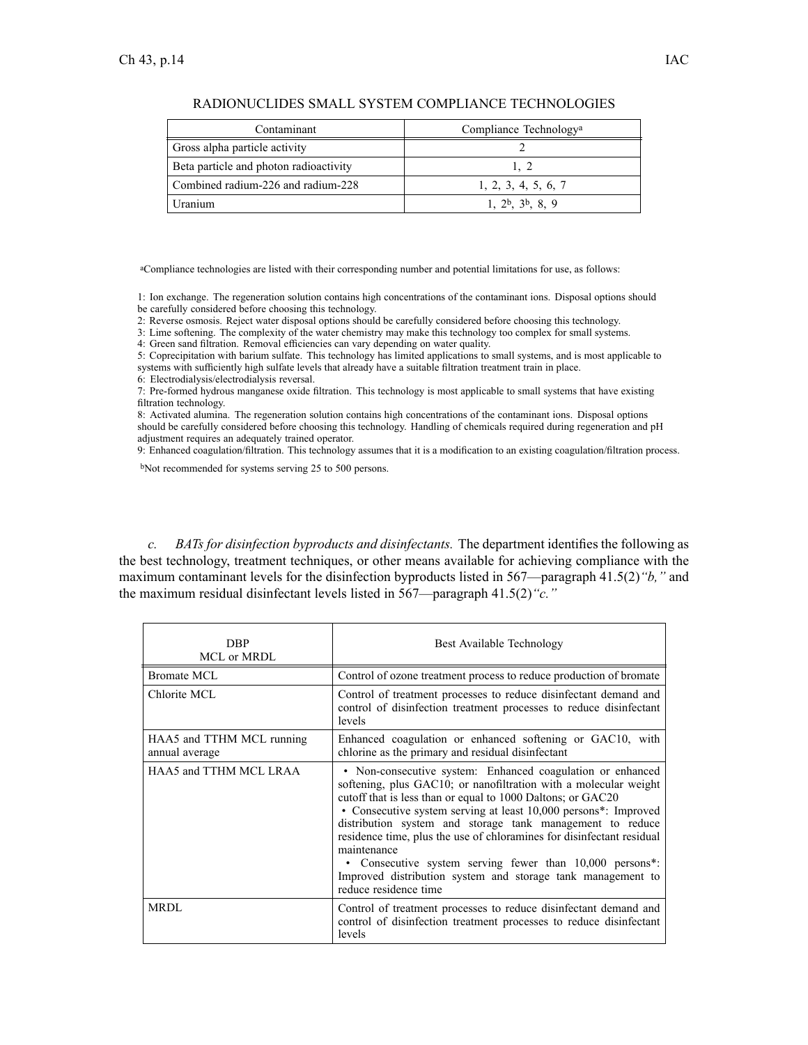RADIONUCLIDES SMALL SYSTEM COMPLIANCE TECHNOLOGIES

| Contaminant | Compliance Technology[a] |
|---|---|
| Gross alpha particle activity | 2 |
| Beta particle and photon radioactivity | 1, 2 |
| Combined radium-226 and radium-228 | 1, 2, 3, 4, 5, 6, 7 |
| Uranium | 1, 2[b], 3[b], 8, 9 |

[a]Compliance technologies are listed with their corresponding number and potential limitations for use, as follows:

1: Ion exchange. The regeneration solution contains high concentrations of the contaminant ions. Disposal options should be carefully considered before choosing this technology.
2: Reverse osmosis. Reject water disposal options should be carefully considered before choosing this technology.
3: Lime softening. The complexity of the water chemistry may make this technology too complex for small systems.
4: Green sand filtration. Removal efficiencies can vary depending on water quality.
5: Coprecipitation with barium sulfate. This technology has limited applications to small systems, and is most applicable to systems with sufficiently high sulfate levels that already have a suitable filtration treatment train in place.
6: Electrodialysis/electrodialysis reversal.
7: Pre-formed hydrous manganese oxide filtration. This technology is most applicable to small systems that have existing filtration technology.
8: Activated alumina. The regeneration solution contains high concentrations of the contaminant ions. Disposal options should be carefully considered before choosing this technology. Handling of chemicals required during regeneration and pH adjustment requires an adequately trained operator.
9: Enhanced coagulation/filtration. This technology assumes that it is a modification to an existing coagulation/filtration process.

[b]Not recommended for systems serving 25 to 500 persons.

*c.* *BATs for disinfection byproducts and disinfectants.* The department identifies the following as the best technology, treatment techniques, or other means available for achieving compliance with the maximum contaminant levels for the disinfection byproducts listed in 567—paragraph 41.5(2)*"b,"* and the maximum residual disinfectant levels listed in 567—paragraph 41.5(2)*"c."*

| DBP MCL or MRDL | Best Available Technology |
|---|---|
| Bromate MCL | Control of ozone treatment process to reduce production of bromate |
| Chlorite MCL | Control of treatment processes to reduce disinfectant demand and control of disinfection treatment processes to reduce disinfectant levels |
| HAA5 and TTHM MCL running annual average | Enhanced coagulation or enhanced softening or GAC10, with chlorine as the primary and residual disinfectant |
| HAA5 and TTHM MCL LRAA | • Non-consecutive system: Enhanced coagulation or enhanced softening, plus GAC10; or nanofiltration with a molecular weight cutoff that is less than or equal to 1000 Daltons; or GAC20<br>• Consecutive system serving at least 10,000 persons*: Improved distribution system and storage tank management to reduce residence time, plus the use of chloramines for disinfectant residual maintenance<br>• Consecutive system serving fewer than 10,000 persons*: Improved distribution system and storage tank management to reduce residence time |
| MRDL | Control of treatment processes to reduce disinfectant demand and control of disinfection treatment processes to reduce disinfectant levels |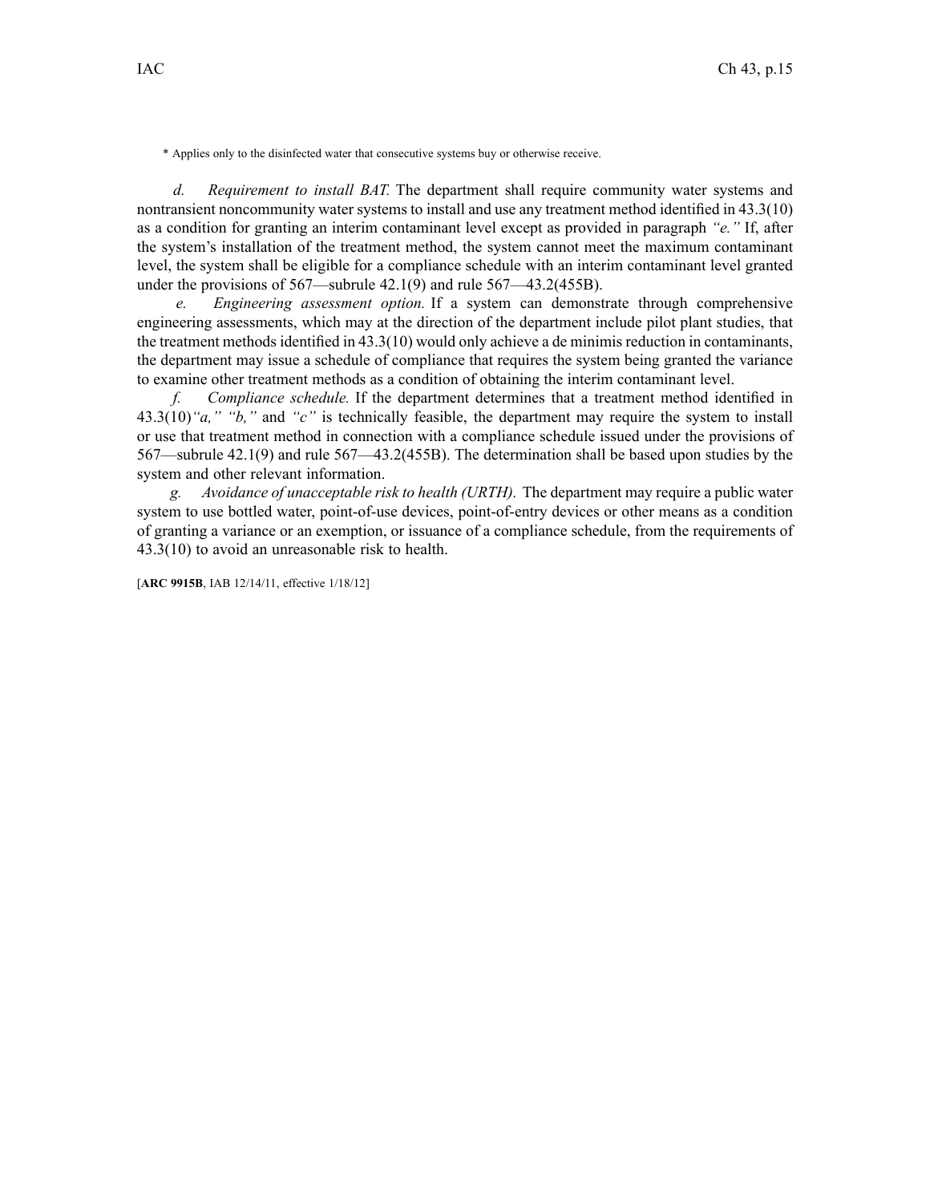* Applies only to the disinfected water that consecutive systems buy or otherwise receive.

*d. Requirement to install BAT.* The department shall require community water systems and nontransient noncommunity water systems to install and use any treatment method identified in 43.3(10) as a condition for granting an interim contaminant level except as provided in paragraph *"e."* If, after the system's installation of the treatment method, the system cannot meet the maximum contaminant level, the system shall be eligible for a compliance schedule with an interim contaminant level granted under the provisions of 567—subrule 42.1(9) and rule 567—43.2(455B).

*e. Engineering assessment option.* If a system can demonstrate through comprehensive engineering assessments, which may at the direction of the department include pilot plant studies, that the treatment methods identified in 43.3(10) would only achieve a de minimis reduction in contaminants, the department may issue a schedule of compliance that requires the system being granted the variance to examine other treatment methods as a condition of obtaining the interim contaminant level.

*f. Compliance schedule.* If the department determines that a treatment method identified in 43.3(10)*"a," "b,"* and *"c"* is technically feasible, the department may require the system to install or use that treatment method in connection with a compliance schedule issued under the provisions of 567—subrule 42.1(9) and rule 567—43.2(455B). The determination shall be based upon studies by the system and other relevant information.

*g. Avoidance of unacceptable risk to health (URTH).* The department may require a public water system to use bottled water, point-of-use devices, point-of-entry devices or other means as a condition of granting a variance or an exemption, or issuance of a compliance schedule, from the requirements of 43.3(10) to avoid an unreasonable risk to health.

[**ARC 9915B**, IAB 12/14/11, effective 1/18/12]